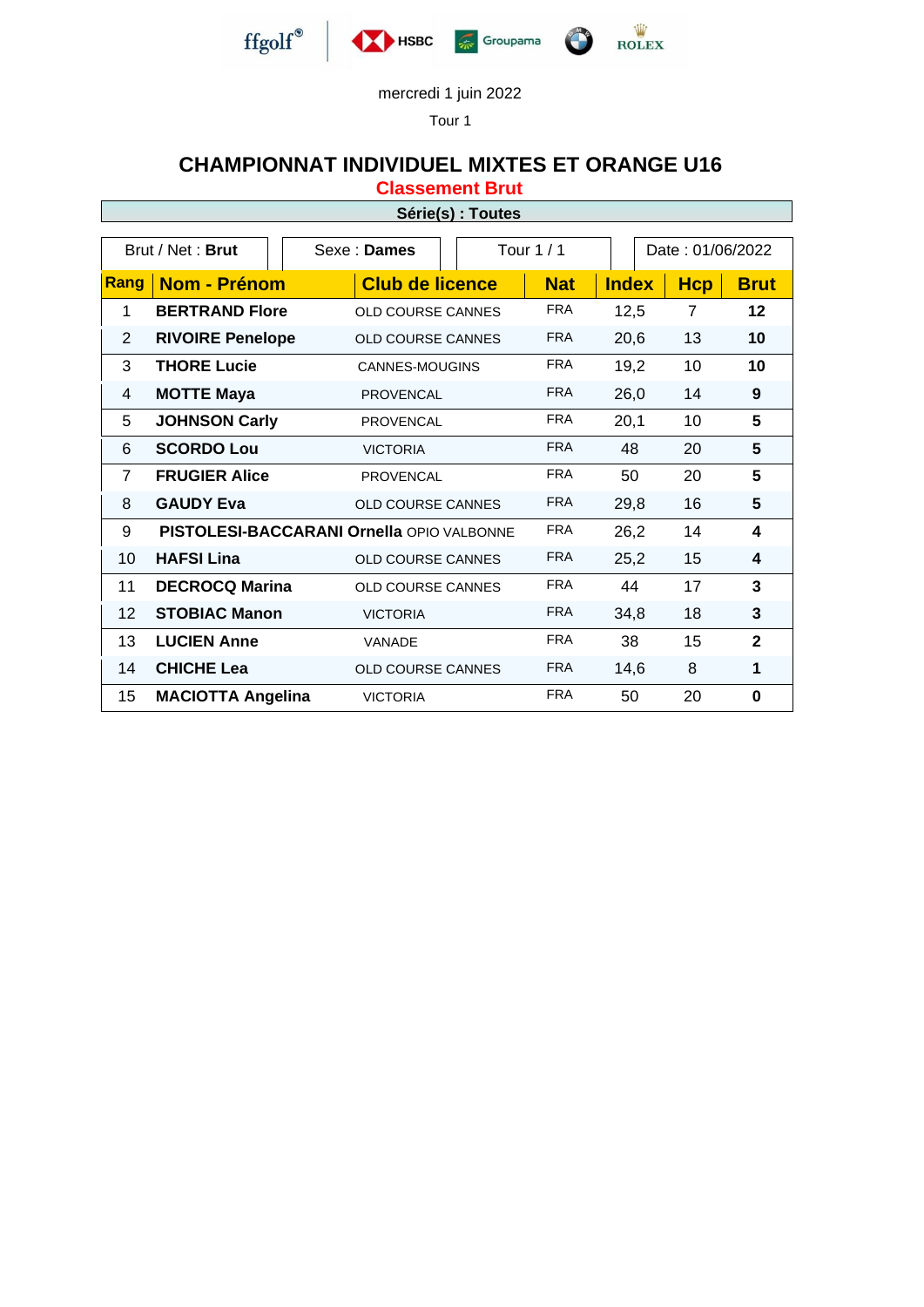ffgolf® HSBC Groupama ROLEX

mercredi 1 juin 2022

Tour 1

## CHAMPIONNAT INDIVIDUEL MIXTES ET ORANGE U16

### Classement Brut

**Série(s) : Toutes**

| Brut / Net : **Brut** | Sexe : **Dames** | Tour 1 / 1 | Date : 01/06/2022 |
|---|---|---|---|

| Rang | Nom - Prénom | Club de licence | Nat | Index | Hcp | Brut |
|---|---|---|---|---|---|---|
| 1 | **BERTRAND Flore** | OLD COURSE CANNES | FRA | 12,5 | 7 | **12** |
| 2 | **RIVOIRE Penelope** | OLD COURSE CANNES | FRA | 20,6 | 13 | **10** |
| 3 | **THORE Lucie** | CANNES-MOUGINS | FRA | 19,2 | 10 | **10** |
| 4 | **MOTTE Maya** | PROVENCAL | FRA | 26,0 | 14 | **9** |
| 5 | **JOHNSON Carly** | PROVENCAL | FRA | 20,1 | 10 | **5** |
| 6 | **SCORDO Lou** | VICTORIA | FRA | 48 | 20 | **5** |
| 7 | **FRUGIER Alice** | PROVENCAL | FRA | 50 | 20 | **5** |
| 8 | **GAUDY Eva** | OLD COURSE CANNES | FRA | 29,8 | 16 | **5** |
| 9 | **PISTOLESI-BACCARANI Ornella** | OPIO VALBONNE | FRA | 26,2 | 14 | **4** |
| 10 | **HAFSI Lina** | OLD COURSE CANNES | FRA | 25,2 | 15 | **4** |
| 11 | **DECROCQ Marina** | OLD COURSE CANNES | FRA | 44 | 17 | **3** |
| 12 | **STOBIAC Manon** | VICTORIA | FRA | 34,8 | 18 | **3** |
| 13 | **LUCIEN Anne** | VANADE | FRA | 38 | 15 | **2** |
| 14 | **CHICHE Lea** | OLD COURSE CANNES | FRA | 14,6 | 8 | **1** |
| 15 | **MACIOTTA Angelina** | VICTORIA | FRA | 50 | 20 | **0** |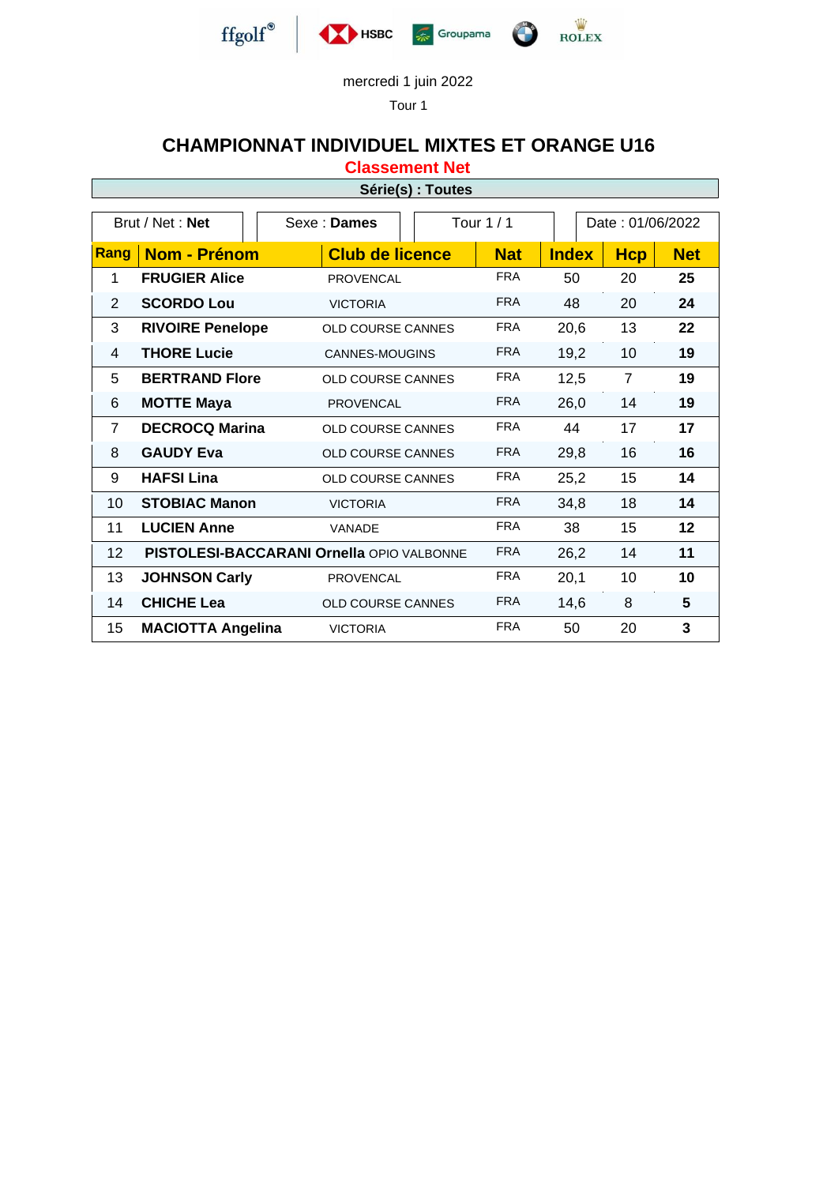mercredi 1 juin 2022

Tour 1

## CHAMPIONNAT INDIVIDUEL MIXTES ET ORANGE U16

### Classement Net

**Série(s) : Toutes**

| Brut / Net : **Net** | Sexe : **Dames** | Tour 1 / 1 | Date : 01/06/2022 |
|---|---|---|---|

| Rang | Nom - Prénom | Club de licence | Nat | Index | Hcp | Net |
|---|---|---|---|---|---|---|
| 1 | **FRUGIER Alice** | PROVENCAL | FRA | 50 | 20 | **25** |
| 2 | **SCORDO Lou** | VICTORIA | FRA | 48 | 20 | **24** |
| 3 | **RIVOIRE Penelope** | OLD COURSE CANNES | FRA | 20,6 | 13 | **22** |
| 4 | **THORE Lucie** | CANNES-MOUGINS | FRA | 19,2 | 10 | **19** |
| 5 | **BERTRAND Flore** | OLD COURSE CANNES | FRA | 12,5 | 7 | **19** |
| 6 | **MOTTE Maya** | PROVENCAL | FRA | 26,0 | 14 | **19** |
| 7 | **DECROCQ Marina** | OLD COURSE CANNES | FRA | 44 | 17 | **17** |
| 8 | **GAUDY Eva** | OLD COURSE CANNES | FRA | 29,8 | 16 | **16** |
| 9 | **HAFSI Lina** | OLD COURSE CANNES | FRA | 25,2 | 15 | **14** |
| 10 | **STOBIAC Manon** | VICTORIA | FRA | 34,8 | 18 | **14** |
| 11 | **LUCIEN Anne** | VANADE | FRA | 38 | 15 | **12** |
| 12 | **PISTOLESI-BACCARANI Ornella** | OPIO VALBONNE | FRA | 26,2 | 14 | **11** |
| 13 | **JOHNSON Carly** | PROVENCAL | FRA | 20,1 | 10 | **10** |
| 14 | **CHICHE Lea** | OLD COURSE CANNES | FRA | 14,6 | 8 | **5** |
| 15 | **MACIOTTA Angelina** | VICTORIA | FRA | 50 | 20 | **3** |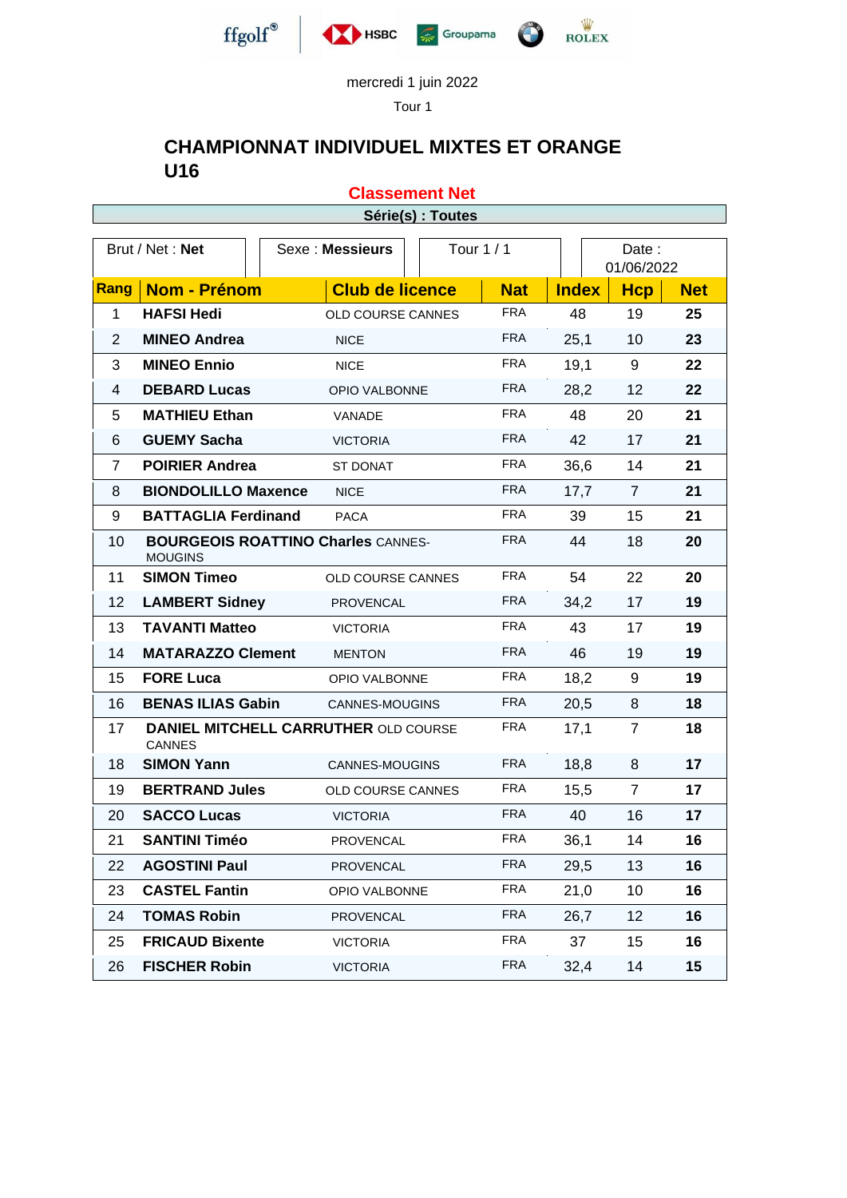ffgolf® | HSBC | Groupama | BMW | ROLEX

mercredi 1 juin 2022

Tour 1

## CHAMPIONNAT INDIVIDUEL MIXTES ET ORANGE U16

**Classement Net**

**Série(s) : Toutes**

| Brut / Net : **Net** | Sexe : **Messieurs** | Tour 1 / 1 | Date : 01/06/2022 |
|---|---|---|---|

| Rang | Nom - Prénom | Club de licence | Nat | Index | Hcp | Net |
|---|---|---|---|---|---|---|
| 1 | **HAFSI Hedi** | OLD COURSE CANNES | FRA | 48 | 19 | **25** |
| 2 | **MINEO Andrea** | NICE | FRA | 25,1 | 10 | **23** |
| 3 | **MINEO Ennio** | NICE | FRA | 19,1 | 9 | **22** |
| 4 | **DEBARD Lucas** | OPIO VALBONNE | FRA | 28,2 | 12 | **22** |
| 5 | **MATHIEU Ethan** | VANADE | FRA | 48 | 20 | **21** |
| 6 | **GUEMY Sacha** | VICTORIA | FRA | 42 | 17 | **21** |
| 7 | **POIRIER Andrea** | ST DONAT | FRA | 36,6 | 14 | **21** |
| 8 | **BIONDOLILLO Maxence** | NICE | FRA | 17,7 | 7 | **21** |
| 9 | **BATTAGLIA Ferdinand** | PACA | FRA | 39 | 15 | **21** |
| 10 | **BOURGEOIS ROATTINO Charles** | CANNES-MOUGINS | FRA | 44 | 18 | **20** |
| 11 | **SIMON Timeo** | OLD COURSE CANNES | FRA | 54 | 22 | **20** |
| 12 | **LAMBERT Sidney** | PROVENCAL | FRA | 34,2 | 17 | **19** |
| 13 | **TAVANTI Matteo** | VICTORIA | FRA | 43 | 17 | **19** |
| 14 | **MATARAZZO Clement** | MENTON | FRA | 46 | 19 | **19** |
| 15 | **FORE Luca** | OPIO VALBONNE | FRA | 18,2 | 9 | **19** |
| 16 | **BENAS ILIAS Gabin** | CANNES-MOUGINS | FRA | 20,5 | 8 | **18** |
| 17 | **DANIEL MITCHELL CARRUTHER** | OLD COURSE CANNES | FRA | 17,1 | 7 | **18** |
| 18 | **SIMON Yann** | CANNES-MOUGINS | FRA | 18,8 | 8 | **17** |
| 19 | **BERTRAND Jules** | OLD COURSE CANNES | FRA | 15,5 | 7 | **17** |
| 20 | **SACCO Lucas** | VICTORIA | FRA | 40 | 16 | **17** |
| 21 | **SANTINI Timéo** | PROVENCAL | FRA | 36,1 | 14 | **16** |
| 22 | **AGOSTINI Paul** | PROVENCAL | FRA | 29,5 | 13 | **16** |
| 23 | **CASTEL Fantin** | OPIO VALBONNE | FRA | 21,0 | 10 | **16** |
| 24 | **TOMAS Robin** | PROVENCAL | FRA | 26,7 | 12 | **16** |
| 25 | **FRICAUD Bixente** | VICTORIA | FRA | 37 | 15 | **16** |
| 26 | **FISCHER Robin** | VICTORIA | FRA | 32,4 | 14 | **15** |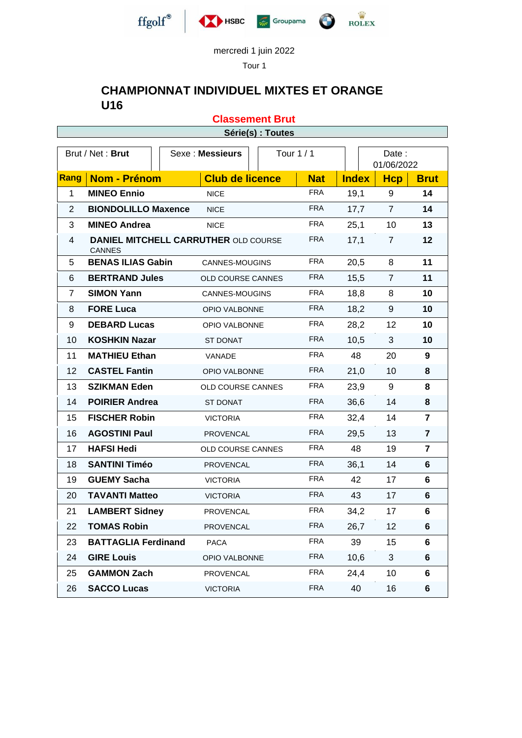mercredi 1 juin 2022

Tour 1

## CHAMPIONNAT INDIVIDUEL MIXTES ET ORANGE U16

**Classement Brut**

**Série(s) : Toutes**

| Brut / Net : **Brut** | Sexe : **Messieurs** | Tour 1 / 1 | Date : 01/06/2022 |
|---|---|---|---|

| Rang | Nom - Prénom | Club de licence | Nat | Index | Hcp | Brut |
|---|---|---|---|---|---|---|
| 1 | **MINEO Ennio** | NICE | FRA | 19,1 | 9 | **14** |
| 2 | **BIONDOLILLO Maxence** | NICE | FRA | 17,7 | 7 | **14** |
| 3 | **MINEO Andrea** | NICE | FRA | 25,1 | 10 | **13** |
| 4 | **DANIEL MITCHELL CARRUTHER** | OLD COURSE CANNES | FRA | 17,1 | 7 | **12** |
| 5 | **BENAS ILIAS Gabin** | CANNES-MOUGINS | FRA | 20,5 | 8 | **11** |
| 6 | **BERTRAND Jules** | OLD COURSE CANNES | FRA | 15,5 | 7 | **11** |
| 7 | **SIMON Yann** | CANNES-MOUGINS | FRA | 18,8 | 8 | **10** |
| 8 | **FORE Luca** | OPIO VALBONNE | FRA | 18,2 | 9 | **10** |
| 9 | **DEBARD Lucas** | OPIO VALBONNE | FRA | 28,2 | 12 | **10** |
| 10 | **KOSHKIN Nazar** | ST DONAT | FRA | 10,5 | 3 | **10** |
| 11 | **MATHIEU Ethan** | VANADE | FRA | 48 | 20 | **9** |
| 12 | **CASTEL Fantin** | OPIO VALBONNE | FRA | 21,0 | 10 | **8** |
| 13 | **SZIKMAN Eden** | OLD COURSE CANNES | FRA | 23,9 | 9 | **8** |
| 14 | **POIRIER Andrea** | ST DONAT | FRA | 36,6 | 14 | **8** |
| 15 | **FISCHER Robin** | VICTORIA | FRA | 32,4 | 14 | **7** |
| 16 | **AGOSTINI Paul** | PROVENCAL | FRA | 29,5 | 13 | **7** |
| 17 | **HAFSI Hedi** | OLD COURSE CANNES | FRA | 48 | 19 | **7** |
| 18 | **SANTINI Timéo** | PROVENCAL | FRA | 36,1 | 14 | **6** |
| 19 | **GUEMY Sacha** | VICTORIA | FRA | 42 | 17 | **6** |
| 20 | **TAVANTI Matteo** | VICTORIA | FRA | 43 | 17 | **6** |
| 21 | **LAMBERT Sidney** | PROVENCAL | FRA | 34,2 | 17 | **6** |
| 22 | **TOMAS Robin** | PROVENCAL | FRA | 26,7 | 12 | **6** |
| 23 | **BATTAGLIA Ferdinand** | PACA | FRA | 39 | 15 | **6** |
| 24 | **GIRE Louis** | OPIO VALBONNE | FRA | 10,6 | 3 | **6** |
| 25 | **GAMMON Zach** | PROVENCAL | FRA | 24,4 | 10 | **6** |
| 26 | **SACCO Lucas** | VICTORIA | FRA | 40 | 16 | **6** |